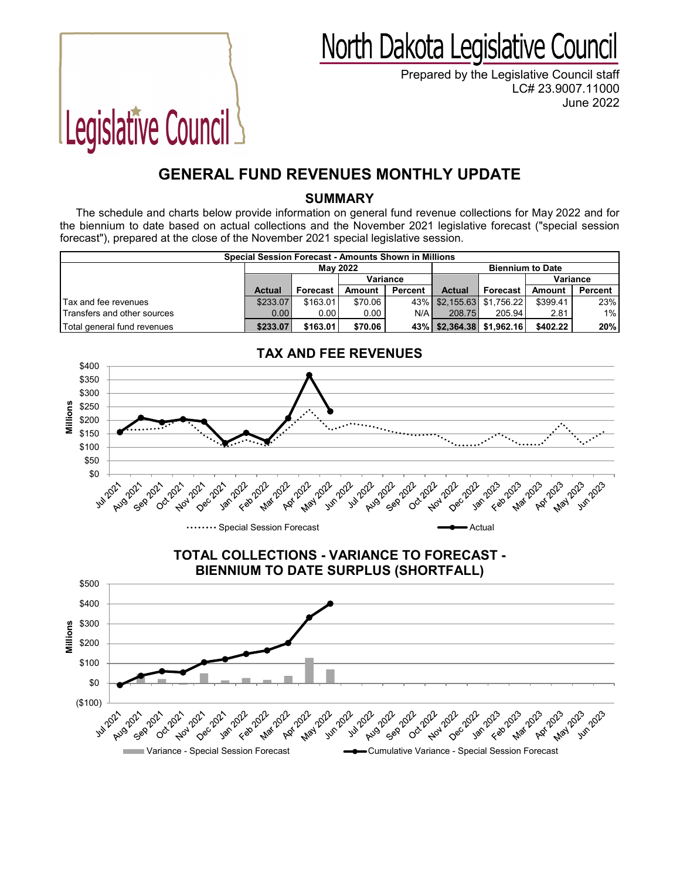# North Dakota Legislative Council

Prepared by the Legislative Council staff
LC# 23.9007.11000
June 2022

## GENERAL FUND REVENUES MONTHLY UPDATE

### SUMMARY

The schedule and charts below provide information on general fund revenue collections for May 2022 and for the biennium to date based on actual collections and the November 2021 legislative forecast ("special session forecast"), prepared at the close of the November 2021 special legislative session.

| Special Session Forecast - Amounts Shown in Millions | | | | | | | | |
|---|---|---|---|---|---|---|---|---|
| | May 2022 | | | | Biennium to Date | | | |
| | | | Variance | | | | Variance | |
| | **Actual** | **Forecast** | **Amount** | **Percent** | **Actual** | **Forecast** | **Amount** | **Percent** |
| Tax and fee revenues | $233.07 | $163.01 | $70.06 | 43% | $2,155.63 | $1,756.22 | $399.41 | 23% |
| Transfers and other sources | 0.00 | 0.00 | 0.00 | N/A | 208.75 | 205.94 | 2.81 | 1% |
| Total general fund revenues | **$233.07** | **$163.01** | **$70.06** | **43%** | **$2,364.38** | **$1,962.16** | **$402.22** | **20%** |

### TAX AND FEE REVENUES

### TOTAL COLLECTIONS - VARIANCE TO FORECAST - BIENNIUM TO DATE SURPLUS (SHORTFALL)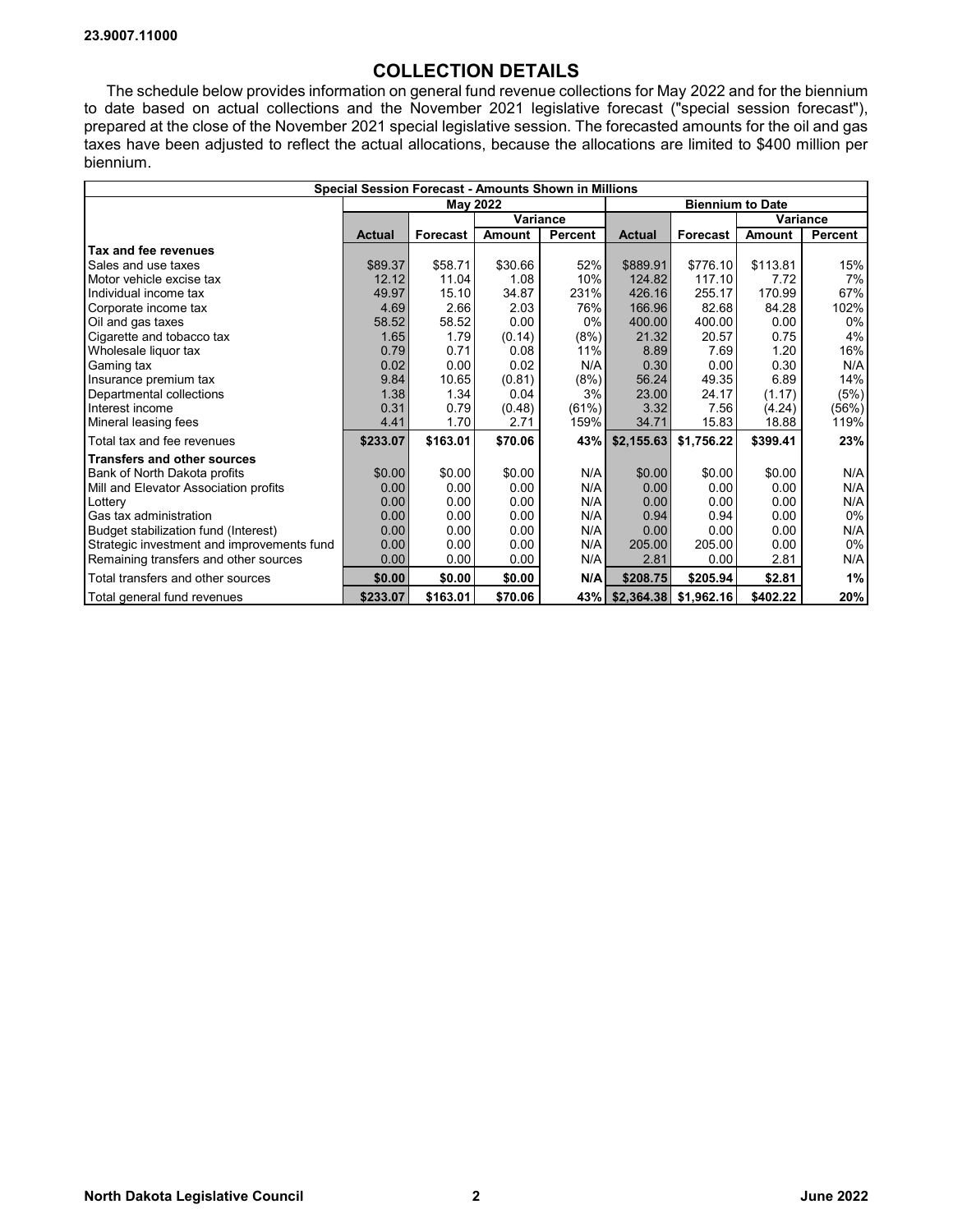## COLLECTION DETAILS

The schedule below provides information on general fund revenue collections for May 2022 and for the biennium to date based on actual collections and the November 2021 legislative forecast ("special session forecast"), prepared at the close of the November 2021 special legislative session. The forecasted amounts for the oil and gas taxes have been adjusted to reflect the actual allocations, because the allocations are limited to $400 million per biennium.

| Special Session Forecast - Amounts Shown in Millions | | | | | | | | |
|---|---|---|---|---|---|---|---|---|
| | May 2022 | | | | Biennium to Date | | | |
| | | | Variance | | | | Variance | |
| | Actual | Forecast | Amount | Percent | Actual | Forecast | Amount | Percent |
| **Tax and fee revenues** | | | | | | | | |
| Sales and use taxes | $89.37 | $58.71 | $30.66 | 52% | $889.91 | $776.10 | $113.81 | 15% |
| Motor vehicle excise tax | 12.12 | 11.04 | 1.08 | 10% | 124.82 | 117.10 | 7.72 | 7% |
| Individual income tax | 49.97 | 15.10 | 34.87 | 231% | 426.16 | 255.17 | 170.99 | 67% |
| Corporate income tax | 4.69 | 2.66 | 2.03 | 76% | 166.96 | 82.68 | 84.28 | 102% |
| Oil and gas taxes | 58.52 | 58.52 | 0.00 | 0% | 400.00 | 400.00 | 0.00 | 0% |
| Cigarette and tobacco tax | 1.65 | 1.79 | (0.14) | (8%) | 21.32 | 20.57 | 0.75 | 4% |
| Wholesale liquor tax | 0.79 | 0.71 | 0.08 | 11% | 8.89 | 7.69 | 1.20 | 16% |
| Gaming tax | 0.02 | 0.00 | 0.02 | N/A | 0.30 | 0.00 | 0.30 | N/A |
| Insurance premium tax | 9.84 | 10.65 | (0.81) | (8%) | 56.24 | 49.35 | 6.89 | 14% |
| Departmental collections | 1.38 | 1.34 | 0.04 | 3% | 23.00 | 24.17 | (1.17) | (5%) |
| Interest income | 0.31 | 0.79 | (0.48) | (61%) | 3.32 | 7.56 | (4.24) | (56%) |
| Mineral leasing fees | 4.41 | 1.70 | 2.71 | 159% | 34.71 | 15.83 | 18.88 | 119% |
| Total tax and fee revenues | **$233.07** | **$163.01** | **$70.06** | **43%** | **$2,155.63** | **$1,756.22** | **$399.41** | **23%** |
| **Transfers and other sources** | | | | | | | | |
| Bank of North Dakota profits | $0.00 | $0.00 | $0.00 | N/A | $0.00 | $0.00 | $0.00 | N/A |
| Mill and Elevator Association profits | 0.00 | 0.00 | 0.00 | N/A | 0.00 | 0.00 | 0.00 | N/A |
| Lottery | 0.00 | 0.00 | 0.00 | N/A | 0.00 | 0.00 | 0.00 | N/A |
| Gas tax administration | 0.00 | 0.00 | 0.00 | N/A | 0.94 | 0.94 | 0.00 | 0% |
| Budget stabilization fund (Interest) | 0.00 | 0.00 | 0.00 | N/A | 0.00 | 0.00 | 0.00 | N/A |
| Strategic investment and improvements fund | 0.00 | 0.00 | 0.00 | N/A | 205.00 | 205.00 | 0.00 | 0% |
| Remaining transfers and other sources | 0.00 | 0.00 | 0.00 | N/A | 2.81 | 0.00 | 2.81 | N/A |
| Total transfers and other sources | **$0.00** | **$0.00** | **$0.00** | **N/A** | **$208.75** | **$205.94** | **$2.81** | **1%** |
| Total general fund revenues | **$233.07** | **$163.01** | **$70.06** | **43%** | **$2,364.38** | **$1,962.16** | **$402.22** | **20%** |